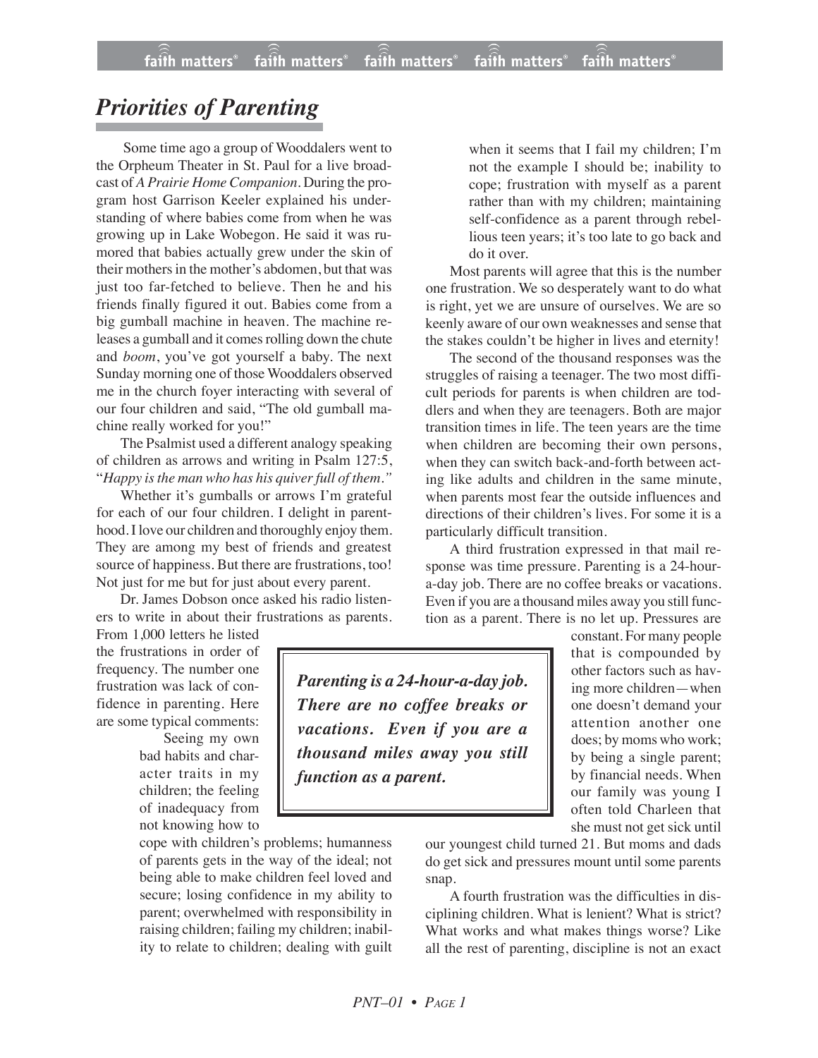# *Priorities of Parenting*

Some time ago a group of Wooddalers went to the Orpheum Theater in St. Paul for a live broadcast of *A Prairie Home Companion*. During the program host Garrison Keeler explained his understanding of where babies come from when he was growing up in Lake Wobegon. He said it was rumored that babies actually grew under the skin of their mothers in the mother's abdomen, but that was just too far-fetched to believe. Then he and his friends finally figured it out. Babies come from a big gumball machine in heaven. The machine releases a gumball and it comes rolling down the chute and *boom*, you've got yourself a baby. The next Sunday morning one of those Wooddalers observed me in the church foyer interacting with several of our four children and said, "The old gumball machine really worked for you!"

The Psalmist used a different analogy speaking of children as arrows and writing in Psalm 127:5, "*Happy is the man who has his quiver full of them.*"

Whether it's gumballs or arrows I'm grateful for each of our four children. I delight in parenthood. I love our children and thoroughly enjoy them. They are among my best of friends and greatest source of happiness. But there are frustrations, too! Not just for me but for just about every parent.

Dr. James Dobson once asked his radio listeners to write in about their frustrations as parents. From 1,000 letters he listed the frustrations in order of frequency. The number one frustration was lack of confidence in parenting. Here are some typical comments:

> Seeing my own bad habits and character traits in my children; the feeling of inadequacy from not knowing how to cope with children's problems; humanness of parents gets in the way of the ideal; not being able to make children feel loved and secure; losing confidence in my ability to parent; overwhelmed with responsibility in raising children; failing my children; inability to relate to children; dealing with guilt when it seems that I fail my children; I'm not the example I should be; inability to cope; frustration with myself as a parent rather than with my children; maintaining self-confidence as a parent through rebellious teen years; it's too late to go back and do it over.

Most parents will agree that this is the number one frustration. We so desperately want to do what is right, yet we are unsure of ourselves. We are so keenly aware of our own weaknesses and sense that the stakes couldn't be higher in lives and eternity!

The second of the thousand responses was the struggles of raising a teenager. The two most difficult periods for parents is when children are toddlers and when they are teenagers. Both are major transition times in life. The teen years are the time when children are becoming their own persons, when they can switch back-and-forth between acting like adults and children in the same minute, when parents most fear the outside influences and directions of their children's lives. For some it is a particularly difficult transition.

A third frustration expressed in that mail response was time pressure. Parenting is a 24-hour-a-day job. There are no coffee breaks or vacations. Even if you are a thousand miles away you still function as a parent. There is no let up. Pressures are constant. For many people that is compounded by other factors such as having more children—when one doesn't demand your attention another one does; by moms who work; by being a single parent; by financial needs. When our family was young I often told Charleen that she must not get sick until our youngest child turned 21. But moms and dads do get sick and pressures mount until some parents snap.

> ***Parenting is a 24-hour-a-day job. There are no coffee breaks or vacations. Even if you are a thousand miles away you still function as a parent.***

A fourth frustration was the difficulties in disciplining children. What is lenient? What is strict? What works and what makes things worse? Like all the rest of parenting, discipline is not an exact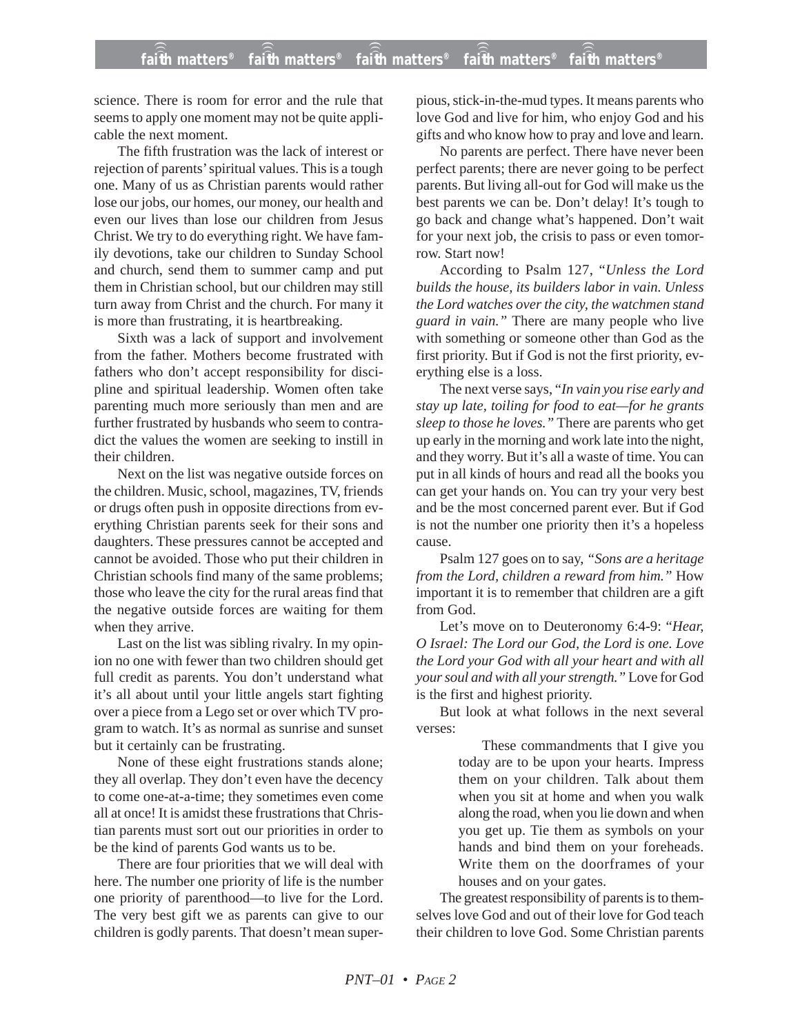science. There is room for error and the rule that seems to apply one moment may not be quite applicable the next moment.

The fifth frustration was the lack of interest or rejection of parents' spiritual values. This is a tough one. Many of us as Christian parents would rather lose our jobs, our homes, our money, our health and even our lives than lose our children from Jesus Christ. We try to do everything right. We have family devotions, take our children to Sunday School and church, send them to summer camp and put them in Christian school, but our children may still turn away from Christ and the church. For many it is more than frustrating, it is heartbreaking.

Sixth was a lack of support and involvement from the father. Mothers become frustrated with fathers who don't accept responsibility for discipline and spiritual leadership. Women often take parenting much more seriously than men and are further frustrated by husbands who seem to contradict the values the women are seeking to instill in their children.

Next on the list was negative outside forces on the children. Music, school, magazines, TV, friends or drugs often push in opposite directions from everything Christian parents seek for their sons and daughters. These pressures cannot be accepted and cannot be avoided. Those who put their children in Christian schools find many of the same problems; those who leave the city for the rural areas find that the negative outside forces are waiting for them when they arrive.

Last on the list was sibling rivalry. In my opinion no one with fewer than two children should get full credit as parents. You don't understand what it's all about until your little angels start fighting over a piece from a Lego set or over which TV program to watch. It's as normal as sunrise and sunset but it certainly can be frustrating.

None of these eight frustrations stands alone; they all overlap. They don't even have the decency to come one-at-a-time; they sometimes even come all at once! It is amidst these frustrations that Christian parents must sort out our priorities in order to be the kind of parents God wants us to be.

There are four priorities that we will deal with here. The number one priority of life is the number one priority of parenthood—to live for the Lord. The very best gift we as parents can give to our children is godly parents. That doesn't mean super-pious, stick-in-the-mud types. It means parents who love God and live for him, who enjoy God and his gifts and who know how to pray and love and learn.

No parents are perfect. There have never been perfect parents; there are never going to be perfect parents. But living all-out for God will make us the best parents we can be. Don't delay! It's tough to go back and change what's happened. Don't wait for your next job, the crisis to pass or even tomorrow. Start now!

According to Psalm 127, "*Unless the Lord builds the house, its builders labor in vain. Unless the Lord watches over the city, the watchmen stand guard in vain.*" There are many people who live with something or someone other than God as the first priority. But if God is not the first priority, everything else is a loss.

The next verse says, "*In vain you rise early and stay up late, toiling for food to eat—for he grants sleep to those he loves.*" There are parents who get up early in the morning and work late into the night, and they worry. But it's all a waste of time. You can put in all kinds of hours and read all the books you can get your hands on. You can try your very best and be the most concerned parent ever. But if God is not the number one priority then it's a hopeless cause.

Psalm 127 goes on to say, *"Sons are a heritage from the Lord, children a reward from him."* How important it is to remember that children are a gift from God.

Let's move on to Deuteronomy 6:4-9: *"Hear, O Israel: The Lord our God, the Lord is one. Love the Lord your God with all your heart and with all your soul and with all your strength."* Love for God is the first and highest priority.

But look at what follows in the next several verses:

> These commandments that I give you today are to be upon your hearts. Impress them on your children. Talk about them when you sit at home and when you walk along the road, when you lie down and when you get up. Tie them as symbols on your hands and bind them on your foreheads. Write them on the doorframes of your houses and on your gates.

The greatest responsibility of parents is to themselves love God and out of their love for God teach their children to love God. Some Christian parents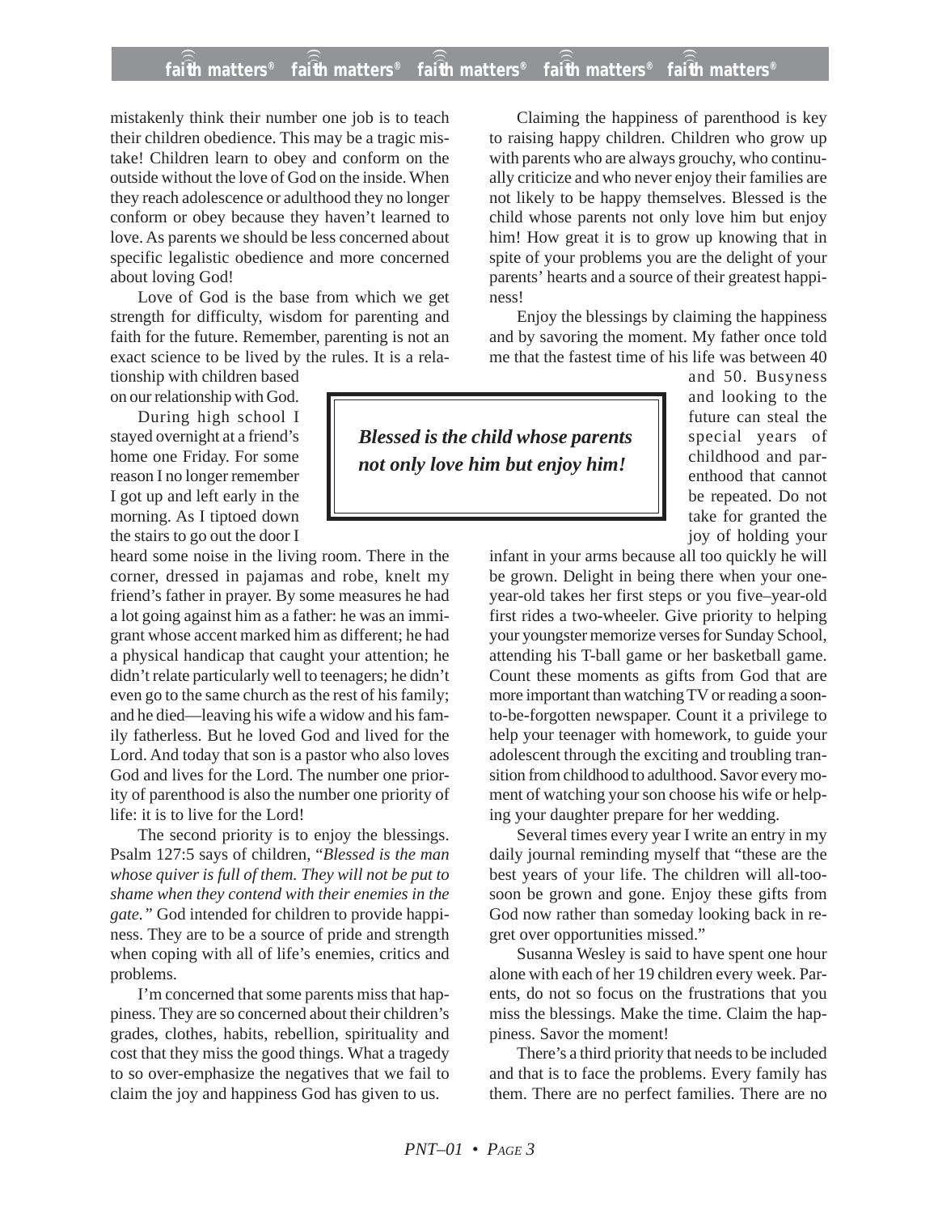mistakenly think their number one job is to teach their children obedience. This may be a tragic mistake! Children learn to obey and conform on the outside without the love of God on the inside. When they reach adolescence or adulthood they no longer conform or obey because they haven't learned to love. As parents we should be less concerned about specific legalistic obedience and more concerned about loving God!

Love of God is the base from which we get strength for difficulty, wisdom for parenting and faith for the future. Remember, parenting is not an exact science to be lived by the rules. It is a relationship with children based on our relationship with God.

During high school I stayed overnight at a friend's home one Friday. For some reason I no longer remember I got up and left early in the morning. As I tiptoed down the stairs to go out the door I heard some noise in the living room. There in the corner, dressed in pajamas and robe, knelt my friend's father in prayer. By some measures he had a lot going against him as a father: he was an immigrant whose accent marked him as different; he had a physical handicap that caught your attention; he didn't relate particularly well to teenagers; he didn't even go to the same church as the rest of his family; and he died—leaving his wife a widow and his family fatherless. But he loved God and lived for the Lord. And today that son is a pastor who also loves God and lives for the Lord. The number one priority of parenthood is also the number one priority of life: it is to live for the Lord!

The second priority is to enjoy the blessings. Psalm 127:5 says of children, "*Blessed is the man whose quiver is full of them. They will not be put to shame when they contend with their enemies in the gate.*" God intended for children to provide happiness. They are to be a source of pride and strength when coping with all of life's enemies, critics and problems.

I'm concerned that some parents miss that happiness. They are so concerned about their children's grades, clothes, habits, rebellion, spirituality and cost that they miss the good things. What a tragedy to so over-emphasize the negatives that we fail to claim the joy and happiness God has given to us.

Claiming the happiness of parenthood is key to raising happy children. Children who grow up with parents who are always grouchy, who continually criticize and who never enjoy their families are not likely to be happy themselves. Blessed is the child whose parents not only love him but enjoy him! How great it is to grow up knowing that in spite of your problems you are the delight of your parents' hearts and a source of their greatest happiness!

> ***Blessed is the child whose parents not only love him but enjoy him!***

Enjoy the blessings by claiming the happiness and by savoring the moment. My father once told me that the fastest time of his life was between 40 and 50. Busyness and looking to the future can steal the special years of childhood and parenthood that cannot be repeated. Do not take for granted the joy of holding your infant in your arms because all too quickly he will be grown. Delight in being there when your one-year-old takes her first steps or you five–year-old first rides a two-wheeler. Give priority to helping your youngster memorize verses for Sunday School, attending his T-ball game or her basketball game. Count these moments as gifts from God that are more important than watching TV or reading a soon-to-be-forgotten newspaper. Count it a privilege to help your teenager with homework, to guide your adolescent through the exciting and troubling transition from childhood to adulthood. Savor every moment of watching your son choose his wife or helping your daughter prepare for her wedding.

Several times every year I write an entry in my daily journal reminding myself that "these are the best years of your life. The children will all-too-soon be grown and gone. Enjoy these gifts from God now rather than someday looking back in regret over opportunities missed."

Susanna Wesley is said to have spent one hour alone with each of her 19 children every week. Parents, do not so focus on the frustrations that you miss the blessings. Make the time. Claim the happiness. Savor the moment!

There's a third priority that needs to be included and that is to face the problems. Every family has them. There are no perfect families. There are no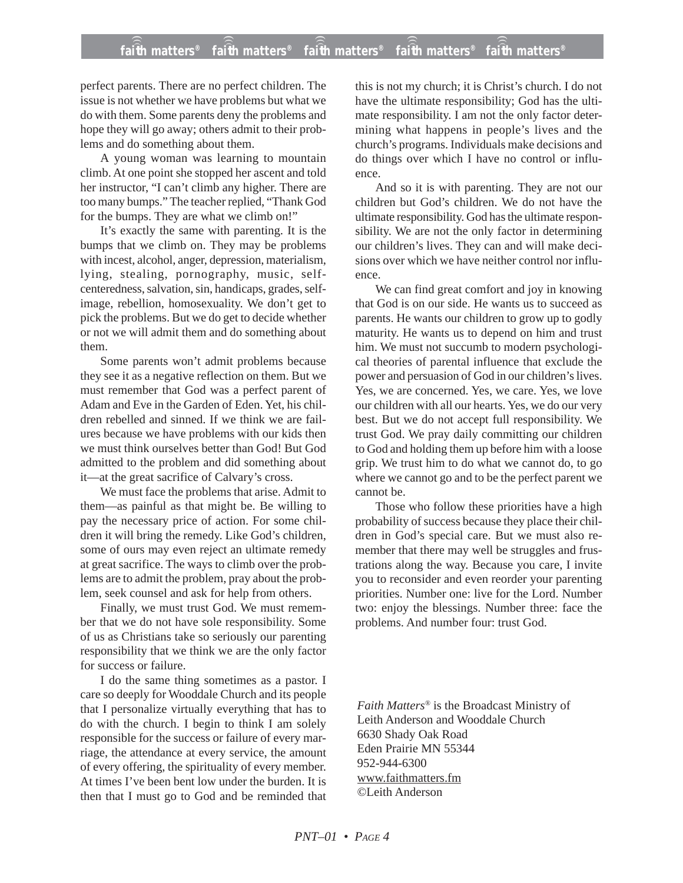perfect parents. There are no perfect children. The issue is not whether we have problems but what we do with them. Some parents deny the problems and hope they will go away; others admit to their problems and do something about them.

A young woman was learning to mountain climb. At one point she stopped her ascent and told her instructor, "I can't climb any higher. There are too many bumps." The teacher replied, "Thank God for the bumps. They are what we climb on!"

It's exactly the same with parenting. It is the bumps that we climb on. They may be problems with incest, alcohol, anger, depression, materialism, lying, stealing, pornography, music, self-centeredness, salvation, sin, handicaps, grades, self-image, rebellion, homosexuality. We don't get to pick the problems. But we do get to decide whether or not we will admit them and do something about them.

Some parents won't admit problems because they see it as a negative reflection on them. But we must remember that God was a perfect parent of Adam and Eve in the Garden of Eden. Yet, his children rebelled and sinned. If we think we are failures because we have problems with our kids then we must think ourselves better than God! But God admitted to the problem and did something about it—at the great sacrifice of Calvary's cross.

We must face the problems that arise. Admit to them—as painful as that might be. Be willing to pay the necessary price of action. For some children it will bring the remedy. Like God's children, some of ours may even reject an ultimate remedy at great sacrifice. The ways to climb over the problems are to admit the problem, pray about the problem, seek counsel and ask for help from others.

Finally, we must trust God. We must remember that we do not have sole responsibility. Some of us as Christians take so seriously our parenting responsibility that we think we are the only factor for success or failure.

I do the same thing sometimes as a pastor. I care so deeply for Wooddale Church and its people that I personalize virtually everything that has to do with the church. I begin to think I am solely responsible for the success or failure of every marriage, the attendance at every service, the amount of every offering, the spirituality of every member. At times I've been bent low under the burden. It is then that I must go to God and be reminded that this is not my church; it is Christ's church. I do not have the ultimate responsibility; God has the ultimate responsibility. I am not the only factor determining what happens in people's lives and the church's programs. Individuals make decisions and do things over which I have no control or influence.

And so it is with parenting. They are not our children but God's children. We do not have the ultimate responsibility. God has the ultimate responsibility. We are not the only factor in determining our children's lives. They can and will make decisions over which we have neither control nor influence.

We can find great comfort and joy in knowing that God is on our side. He wants us to succeed as parents. He wants our children to grow up to godly maturity. He wants us to depend on him and trust him. We must not succumb to modern psychological theories of parental influence that exclude the power and persuasion of God in our children's lives. Yes, we are concerned. Yes, we care. Yes, we love our children with all our hearts. Yes, we do our very best. But we do not accept full responsibility. We trust God. We pray daily committing our children to God and holding them up before him with a loose grip. We trust him to do what we cannot do, to go where we cannot go and to be the perfect parent we cannot be.

Those who follow these priorities have a high probability of success because they place their children in God's special care. But we must also remember that there may well be struggles and frustrations along the way. Because you care, I invite you to reconsider and even reorder your parenting priorities. Number one: live for the Lord. Number two: enjoy the blessings. Number three: face the problems. And number four: trust God.

*Faith Matters*® is the Broadcast Ministry of
Leith Anderson and Wooddale Church
6630 Shady Oak Road
Eden Prairie MN 55344
952-944-6300
www.faithmatters.fm
©Leith Anderson